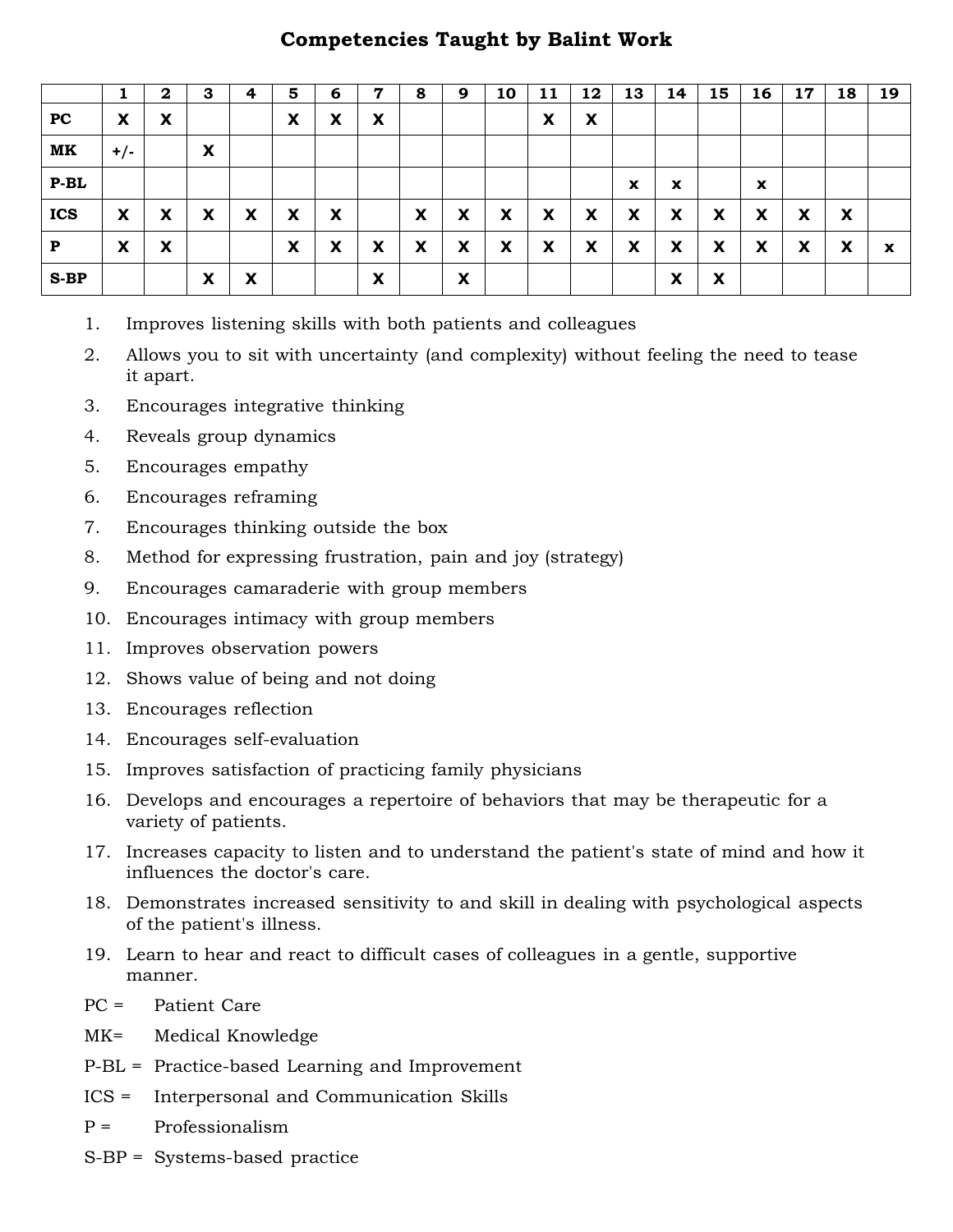# Competencies Taught by Balint Work

| | 1 | 2 | 3 | 4 | 5 | 6 | 7 | 8 | 9 | 10 | 11 | 12 | 13 | 14 | 15 | 16 | 17 | 18 | 19 |
|---|---|---|---|---|---|---|---|---|---|---|---|---|---|---|---|---|---|---|---|
| **PC** | X | X | | | X | X | X | | | | X | X | | | | | | | |
| **MK** | +/- | | X | | | | | | | | | | | | | | | | |
| **P-BL** | | | | | | | | | | | | | x | x | | x | | | |
| **ICS** | X | X | X | X | X | X | | X | X | X | X | X | X | X | X | X | X | X | |
| **P** | X | X | | | X | X | X | X | X | X | X | X | X | X | X | X | X | X | x |
| **S-BP** | | | X | X | | | X | | X | | | | | X | X | | | | |

1. Improves listening skills with both patients and colleagues
2. Allows you to sit with uncertainty (and complexity) without feeling the need to tease it apart.
3. Encourages integrative thinking
4. Reveals group dynamics
5. Encourages empathy
6. Encourages reframing
7. Encourages thinking outside the box
8. Method for expressing frustration, pain and joy (strategy)
9. Encourages camaraderie with group members
10. Encourages intimacy with group members
11. Improves observation powers
12. Shows value of being and not doing
13. Encourages reflection
14. Encourages self-evaluation
15. Improves satisfaction of practicing family physicians
16. Develops and encourages a repertoire of behaviors that may be therapeutic for a variety of patients.
17. Increases capacity to listen and to understand the patient's state of mind and how it influences the doctor's care.
18. Demonstrates increased sensitivity to and skill in dealing with psychological aspects of the patient's illness.
19. Learn to hear and react to difficult cases of colleagues in a gentle, supportive manner.

PC = Patient Care

MK= Medical Knowledge

P-BL = Practice-based Learning and Improvement

ICS = Interpersonal and Communication Skills

P = Professionalism

S-BP = Systems-based practice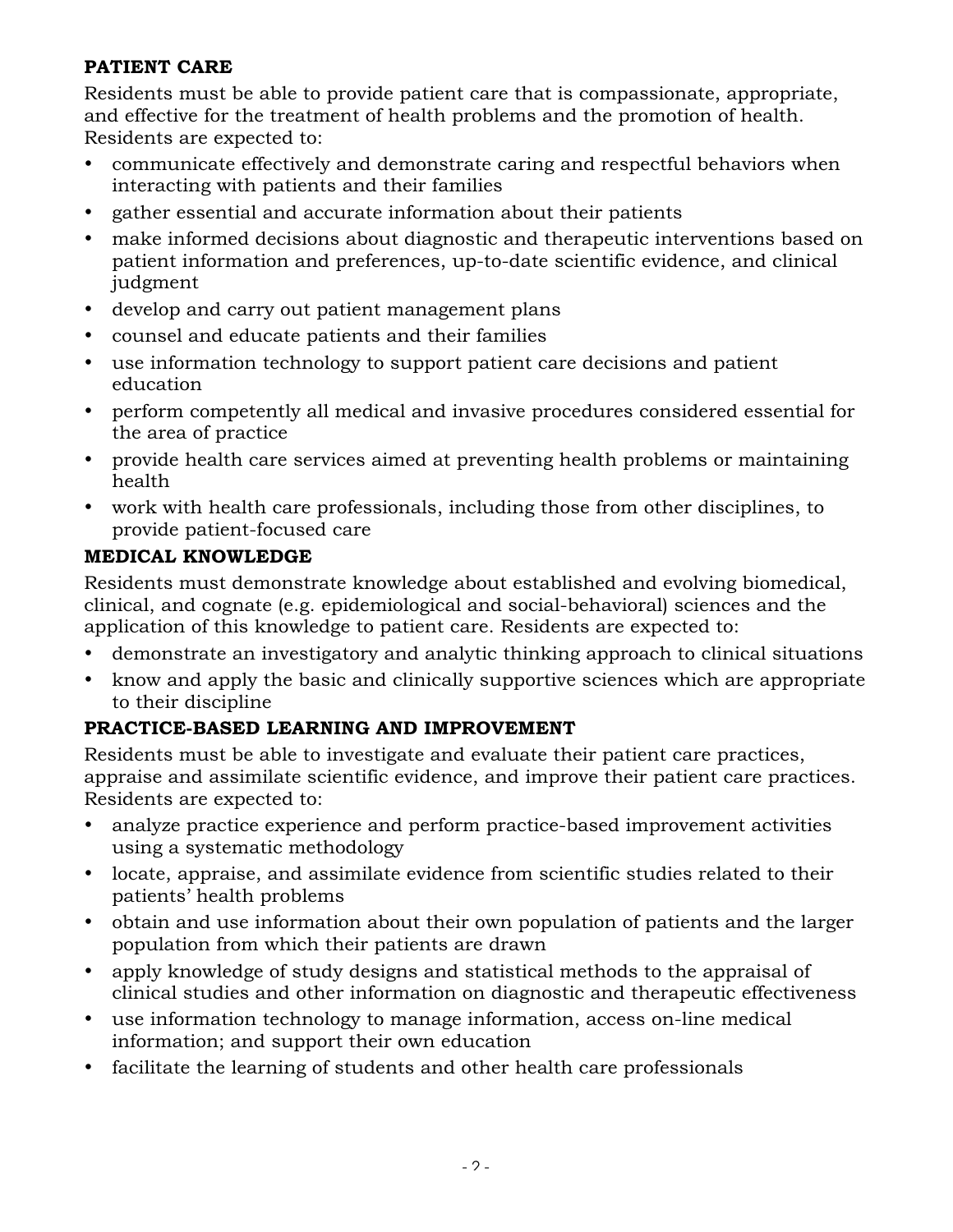**PATIENT CARE**

Residents must be able to provide patient care that is compassionate, appropriate, and effective for the treatment of health problems and the promotion of health. Residents are expected to:

- communicate effectively and demonstrate caring and respectful behaviors when interacting with patients and their families
- gather essential and accurate information about their patients
- make informed decisions about diagnostic and therapeutic interventions based on patient information and preferences, up-to-date scientific evidence, and clinical judgment
- develop and carry out patient management plans
- counsel and educate patients and their families
- use information technology to support patient care decisions and patient education
- perform competently all medical and invasive procedures considered essential for the area of practice
- provide health care services aimed at preventing health problems or maintaining health
- work with health care professionals, including those from other disciplines, to provide patient-focused care

**MEDICAL KNOWLEDGE**

Residents must demonstrate knowledge about established and evolving biomedical, clinical, and cognate (e.g. epidemiological and social-behavioral) sciences and the application of this knowledge to patient care. Residents are expected to:

- demonstrate an investigatory and analytic thinking approach to clinical situations
- know and apply the basic and clinically supportive sciences which are appropriate to their discipline

**PRACTICE-BASED LEARNING AND IMPROVEMENT**

Residents must be able to investigate and evaluate their patient care practices, appraise and assimilate scientific evidence, and improve their patient care practices. Residents are expected to:

- analyze practice experience and perform practice-based improvement activities using a systematic methodology
- locate, appraise, and assimilate evidence from scientific studies related to their patients' health problems
- obtain and use information about their own population of patients and the larger population from which their patients are drawn
- apply knowledge of study designs and statistical methods to the appraisal of clinical studies and other information on diagnostic and therapeutic effectiveness
- use information technology to manage information, access on-line medical information; and support their own education
- facilitate the learning of students and other health care professionals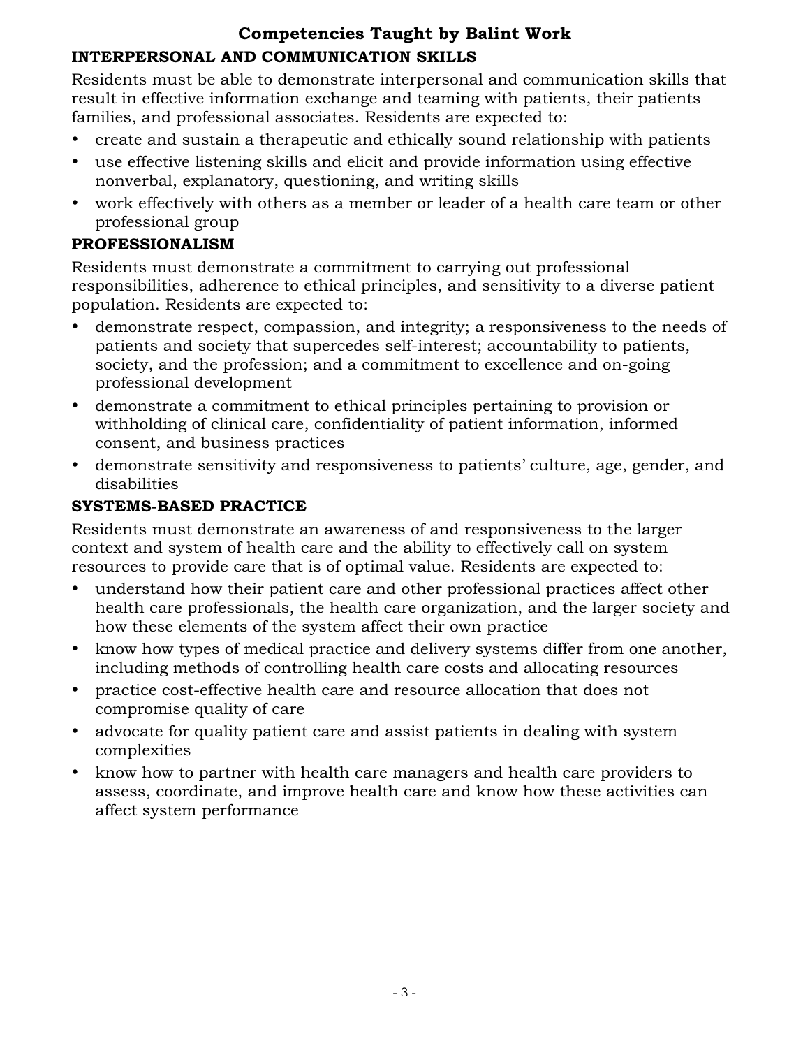# Competencies Taught by Balint Work

## INTERPERSONAL AND COMMUNICATION SKILLS

Residents must be able to demonstrate interpersonal and communication skills that result in effective information exchange and teaming with patients, their patients families, and professional associates. Residents are expected to:

- create and sustain a therapeutic and ethically sound relationship with patients
- use effective listening skills and elicit and provide information using effective nonverbal, explanatory, questioning, and writing skills
- work effectively with others as a member or leader of a health care team or other professional group

## PROFESSIONALISM

Residents must demonstrate a commitment to carrying out professional responsibilities, adherence to ethical principles, and sensitivity to a diverse patient population. Residents are expected to:

- demonstrate respect, compassion, and integrity; a responsiveness to the needs of patients and society that supercedes self-interest; accountability to patients, society, and the profession; and a commitment to excellence and on-going professional development
- demonstrate a commitment to ethical principles pertaining to provision or withholding of clinical care, confidentiality of patient information, informed consent, and business practices
- demonstrate sensitivity and responsiveness to patients' culture, age, gender, and disabilities

## SYSTEMS-BASED PRACTICE

Residents must demonstrate an awareness of and responsiveness to the larger context and system of health care and the ability to effectively call on system resources to provide care that is of optimal value. Residents are expected to:

- understand how their patient care and other professional practices affect other health care professionals, the health care organization, and the larger society and how these elements of the system affect their own practice
- know how types of medical practice and delivery systems differ from one another, including methods of controlling health care costs and allocating resources
- practice cost-effective health care and resource allocation that does not compromise quality of care
- advocate for quality patient care and assist patients in dealing with system complexities
- know how to partner with health care managers and health care providers to assess, coordinate, and improve health care and know how these activities can affect system performance